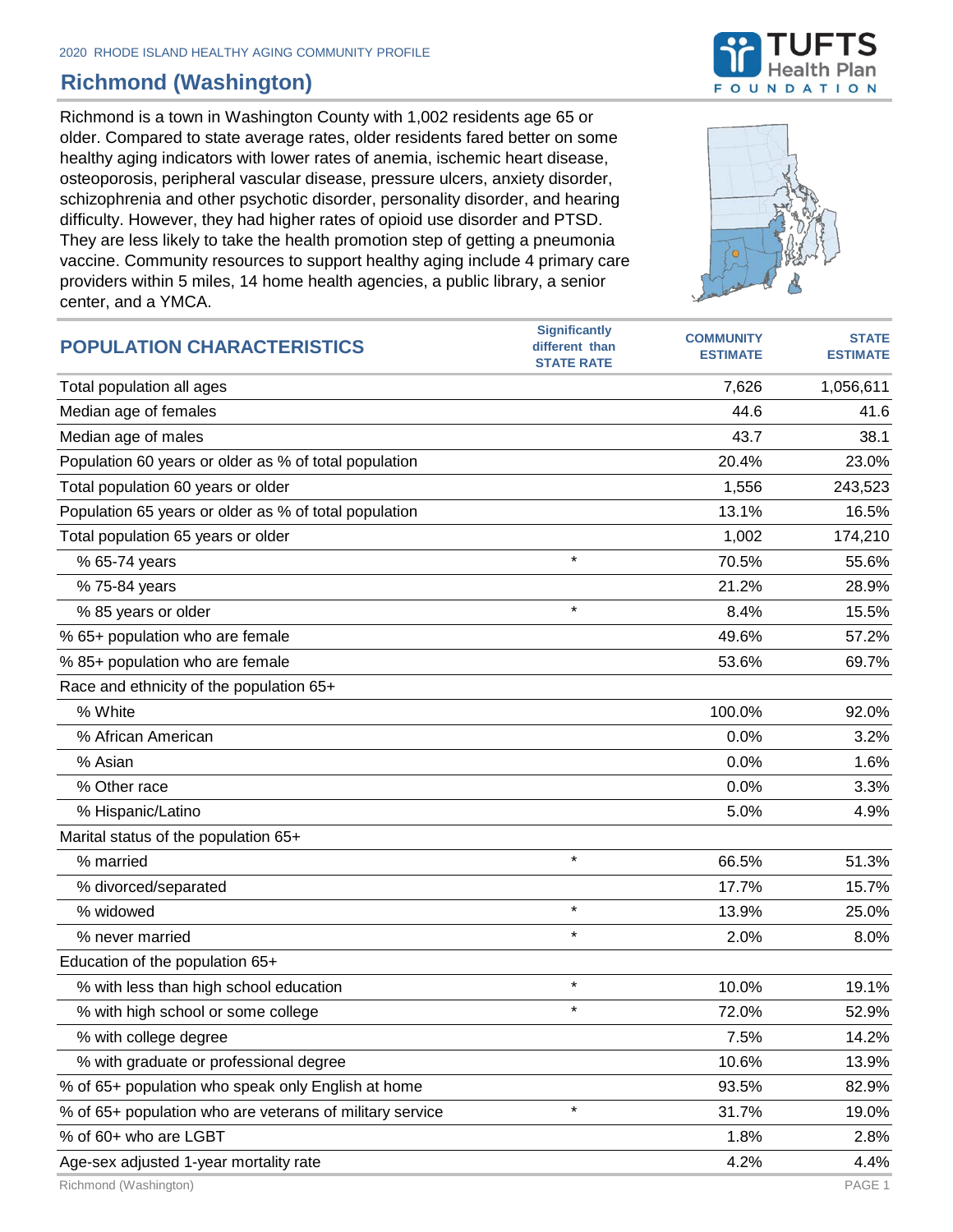2020 RHODE ISLAND HEALTHY AGING COMMUNITY PROFILE

# Richmond (Washington)

Richmond is a town in Washington County with 1,002 residents age 65 or older. Compared to state average rates, older residents fared better on some healthy aging indicators with lower rates of anemia, ischemic heart disease, osteoporosis, peripheral vascular disease, pressure ulcers, anxiety disorder, schizophrenia and other psychotic disorder, personality disorder, and hearing difficulty. However, they had higher rates of opioid use disorder and PTSD. They are less likely to take the health promotion step of getting a pneumonia vaccine. Community resources to support healthy aging include 4 primary care providers within 5 miles, 14 home health agencies, a public library, a senior center, and a YMCA.

| POPULATION CHARACTERISTICS | Significantly different than STATE RATE | COMMUNITY ESTIMATE | STATE ESTIMATE |
|---|---|---|---|
| Total population all ages | | 7,626 | 1,056,611 |
| Median age of females | | 44.6 | 41.6 |
| Median age of males | | 43.7 | 38.1 |
| Population 60 years or older as % of total population | | 20.4% | 23.0% |
| Total population 60 years or older | | 1,556 | 243,523 |
| Population 65 years or older as % of total population | | 13.1% | 16.5% |
| Total population 65 years or older | | 1,002 | 174,210 |
| % 65-74 years | * | 70.5% | 55.6% |
| % 75-84 years | | 21.2% | 28.9% |
| % 85 years or older | * | 8.4% | 15.5% |
| % 65+ population who are female | | 49.6% | 57.2% |
| % 85+ population who are female | | 53.6% | 69.7% |
| Race and ethnicity of the population 65+ | | | |
| % White | | 100.0% | 92.0% |
| % African American | | 0.0% | 3.2% |
| % Asian | | 0.0% | 1.6% |
| % Other race | | 0.0% | 3.3% |
| % Hispanic/Latino | | 5.0% | 4.9% |
| Marital status of the population 65+ | | | |
| % married | * | 66.5% | 51.3% |
| % divorced/separated | | 17.7% | 15.7% |
| % widowed | * | 13.9% | 25.0% |
| % never married | * | 2.0% | 8.0% |
| Education of the population 65+ | | | |
| % with less than high school education | * | 10.0% | 19.1% |
| % with high school or some college | * | 72.0% | 52.9% |
| % with college degree | | 7.5% | 14.2% |
| % with graduate or professional degree | | 10.6% | 13.9% |
| % of 65+ population who speak only English at home | | 93.5% | 82.9% |
| % of 65+ population who are veterans of military service | * | 31.7% | 19.0% |
| % of 60+ who are LGBT | | 1.8% | 2.8% |
| Age-sex adjusted 1-year mortality rate | | 4.2% | 4.4% |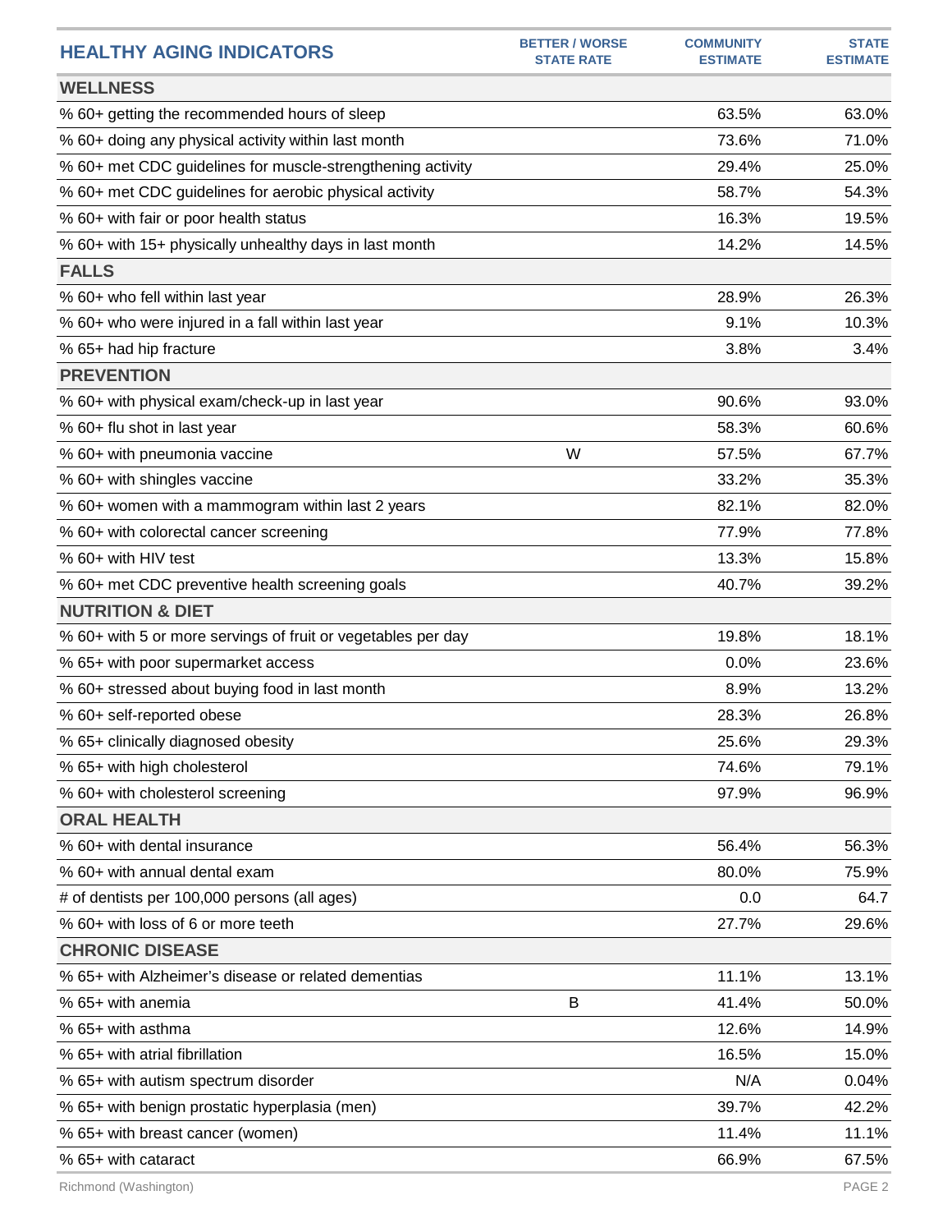| HEALTHY AGING INDICATORS | BETTER / WORSE STATE RATE | COMMUNITY ESTIMATE | STATE ESTIMATE |
|---|---|---|---|
| **WELLNESS** | | | |
| % 60+ getting the recommended hours of sleep | | 63.5% | 63.0% |
| % 60+ doing any physical activity within last month | | 73.6% | 71.0% |
| % 60+ met CDC guidelines for muscle-strengthening activity | | 29.4% | 25.0% |
| % 60+ met CDC guidelines for aerobic physical activity | | 58.7% | 54.3% |
| % 60+ with fair or poor health status | | 16.3% | 19.5% |
| % 60+ with 15+ physically unhealthy days in last month | | 14.2% | 14.5% |
| **FALLS** | | | |
| % 60+ who fell within last year | | 28.9% | 26.3% |
| % 60+ who were injured in a fall within last year | | 9.1% | 10.3% |
| % 65+ had hip fracture | | 3.8% | 3.4% |
| **PREVENTION** | | | |
| % 60+ with physical exam/check-up in last year | | 90.6% | 93.0% |
| % 60+ flu shot in last year | | 58.3% | 60.6% |
| % 60+ with pneumonia vaccine | W | 57.5% | 67.7% |
| % 60+ with shingles vaccine | | 33.2% | 35.3% |
| % 60+ women with a mammogram within last 2 years | | 82.1% | 82.0% |
| % 60+ with colorectal cancer screening | | 77.9% | 77.8% |
| % 60+ with HIV test | | 13.3% | 15.8% |
| % 60+ met CDC preventive health screening goals | | 40.7% | 39.2% |
| **NUTRITION & DIET** | | | |
| % 60+ with 5 or more servings of fruit or vegetables per day | | 19.8% | 18.1% |
| % 65+ with poor supermarket access | | 0.0% | 23.6% |
| % 60+ stressed about buying food in last month | | 8.9% | 13.2% |
| % 60+ self-reported obese | | 28.3% | 26.8% |
| % 65+ clinically diagnosed obesity | | 25.6% | 29.3% |
| % 65+ with high cholesterol | | 74.6% | 79.1% |
| % 60+ with cholesterol screening | | 97.9% | 96.9% |
| **ORAL HEALTH** | | | |
| % 60+ with dental insurance | | 56.4% | 56.3% |
| % 60+ with annual dental exam | | 80.0% | 75.9% |
| # of dentists per 100,000 persons (all ages) | | 0.0 | 64.7 |
| % 60+ with loss of 6 or more teeth | | 27.7% | 29.6% |
| **CHRONIC DISEASE** | | | |
| % 65+ with Alzheimer's disease or related dementias | | 11.1% | 13.1% |
| % 65+ with anemia | B | 41.4% | 50.0% |
| % 65+ with asthma | | 12.6% | 14.9% |
| % 65+ with atrial fibrillation | | 16.5% | 15.0% |
| % 65+ with autism spectrum disorder | | N/A | 0.04% |
| % 65+ with benign prostatic hyperplasia (men) | | 39.7% | 42.2% |
| % 65+ with breast cancer (women) | | 11.4% | 11.1% |
| % 65+ with cataract | | 66.9% | 67.5% |

Richmond (Washington)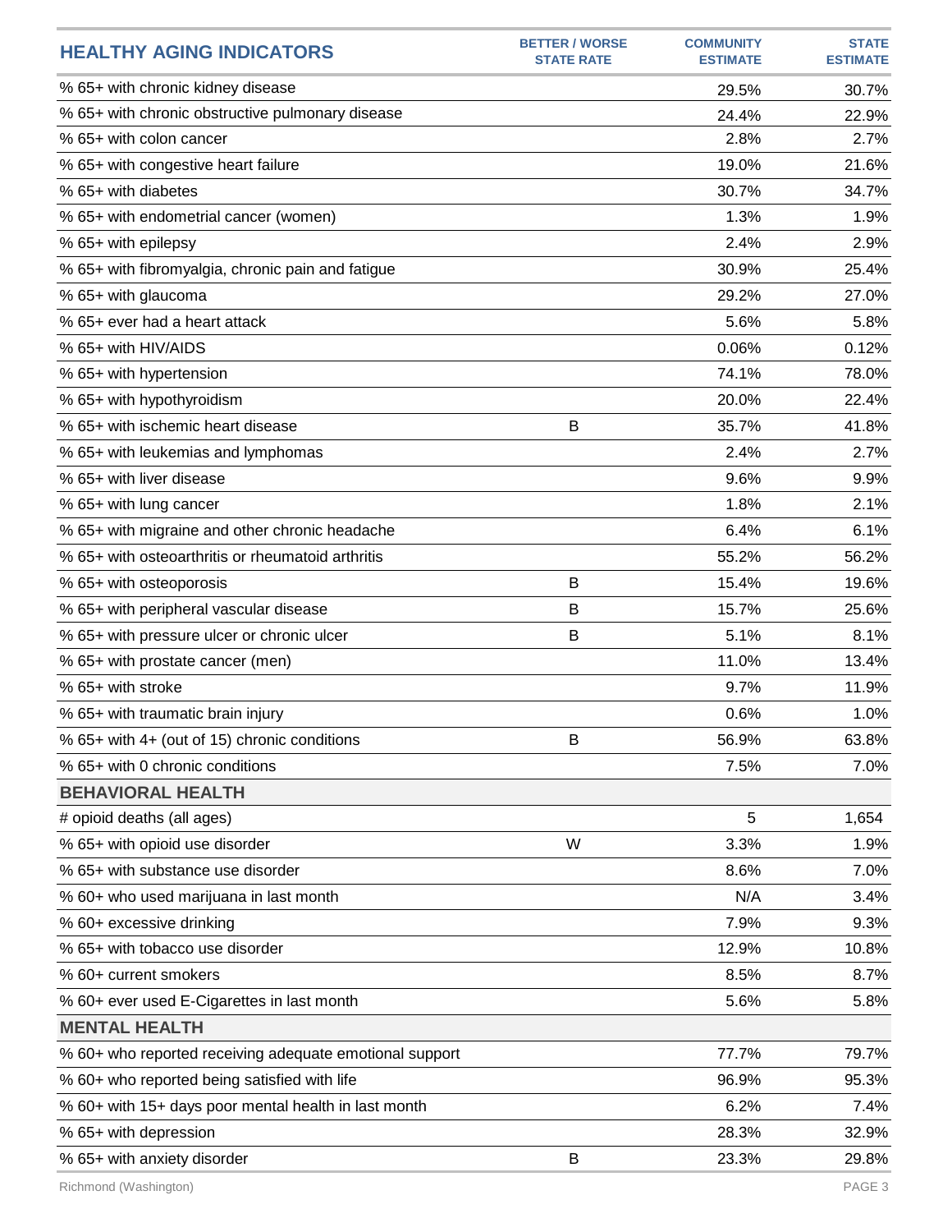| HEALTHY AGING INDICATORS | BETTER / WORSE STATE RATE | COMMUNITY ESTIMATE | STATE ESTIMATE |
|---|---|---|---|
| % 65+ with chronic kidney disease | | 29.5% | 30.7% |
| % 65+ with chronic obstructive pulmonary disease | | 24.4% | 22.9% |
| % 65+ with colon cancer | | 2.8% | 2.7% |
| % 65+ with congestive heart failure | | 19.0% | 21.6% |
| % 65+ with diabetes | | 30.7% | 34.7% |
| % 65+ with endometrial cancer (women) | | 1.3% | 1.9% |
| % 65+ with epilepsy | | 2.4% | 2.9% |
| % 65+ with fibromyalgia, chronic pain and fatigue | | 30.9% | 25.4% |
| % 65+ with glaucoma | | 29.2% | 27.0% |
| % 65+ ever had a heart attack | | 5.6% | 5.8% |
| % 65+ with HIV/AIDS | | 0.06% | 0.12% |
| % 65+ with hypertension | | 74.1% | 78.0% |
| % 65+ with hypothyroidism | | 20.0% | 22.4% |
| % 65+ with ischemic heart disease | B | 35.7% | 41.8% |
| % 65+ with leukemias and lymphomas | | 2.4% | 2.7% |
| % 65+ with liver disease | | 9.6% | 9.9% |
| % 65+ with lung cancer | | 1.8% | 2.1% |
| % 65+ with migraine and other chronic headache | | 6.4% | 6.1% |
| % 65+ with osteoarthritis or rheumatoid arthritis | | 55.2% | 56.2% |
| % 65+ with osteoporosis | B | 15.4% | 19.6% |
| % 65+ with peripheral vascular disease | B | 15.7% | 25.6% |
| % 65+ with pressure ulcer or chronic ulcer | B | 5.1% | 8.1% |
| % 65+ with prostate cancer (men) | | 11.0% | 13.4% |
| % 65+ with stroke | | 9.7% | 11.9% |
| % 65+ with traumatic brain injury | | 0.6% | 1.0% |
| % 65+ with 4+ (out of 15) chronic conditions | B | 56.9% | 63.8% |
| % 65+ with 0 chronic conditions | | 7.5% | 7.0% |
| **BEHAVIORAL HEALTH** | | | |
| # opioid deaths (all ages) | | 5 | 1,654 |
| % 65+ with opioid use disorder | W | 3.3% | 1.9% |
| % 65+ with substance use disorder | | 8.6% | 7.0% |
| % 60+ who used marijuana in last month | | N/A | 3.4% |
| % 60+ excessive drinking | | 7.9% | 9.3% |
| % 65+ with tobacco use disorder | | 12.9% | 10.8% |
| % 60+ current smokers | | 8.5% | 8.7% |
| % 60+ ever used E-Cigarettes in last month | | 5.6% | 5.8% |
| **MENTAL HEALTH** | | | |
| % 60+ who reported receiving adequate emotional support | | 77.7% | 79.7% |
| % 60+ who reported being satisfied with life | | 96.9% | 95.3% |
| % 60+ with 15+ days poor mental health in last month | | 6.2% | 7.4% |
| % 65+ with depression | | 28.3% | 32.9% |
| % 65+ with anxiety disorder | B | 23.3% | 29.8% |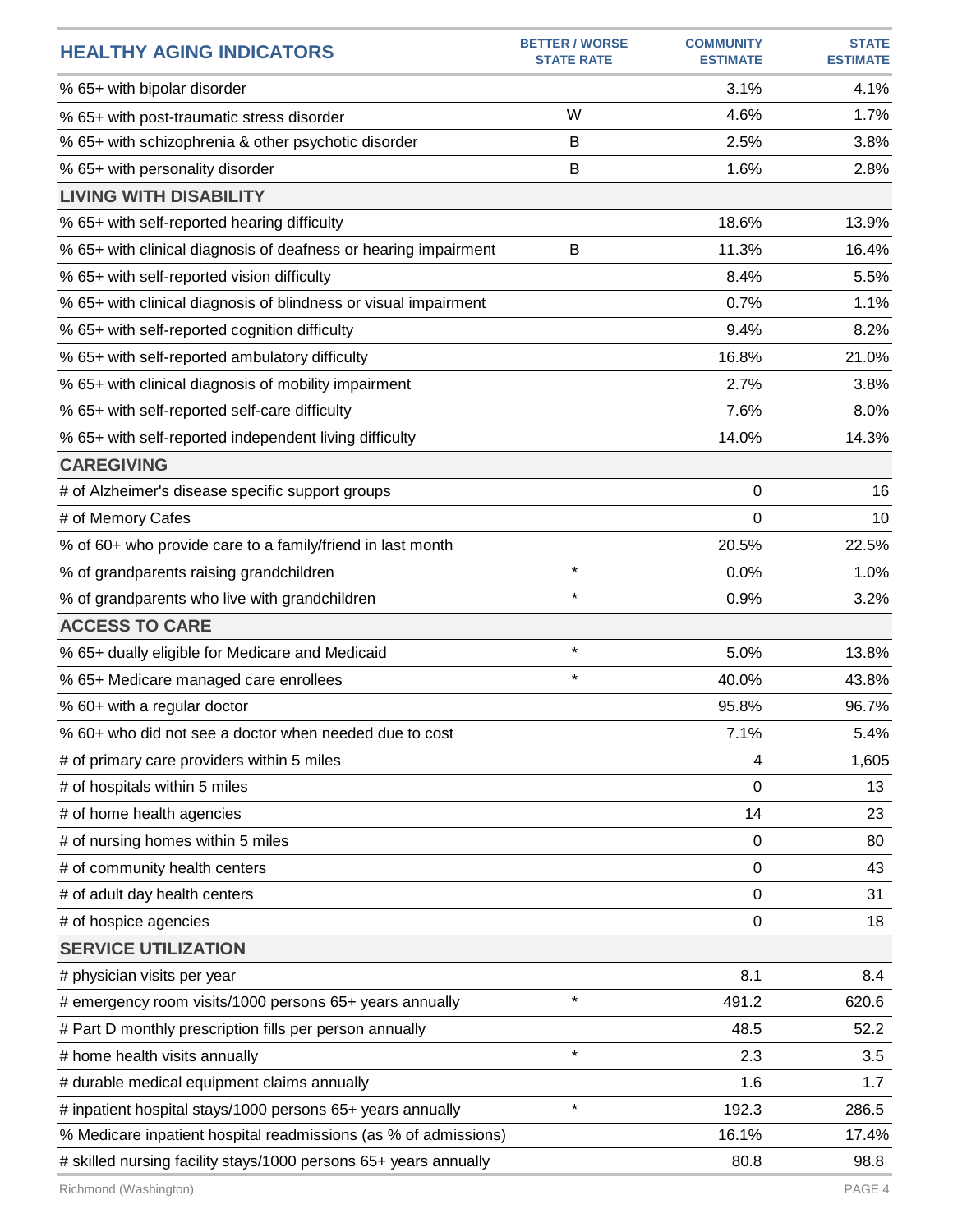| HEALTHY AGING INDICATORS | BETTER / WORSE STATE RATE | COMMUNITY ESTIMATE | STATE ESTIMATE |
|---|---|---|---|
| % 65+ with bipolar disorder | | 3.1% | 4.1% |
| % 65+ with post-traumatic stress disorder | W | 4.6% | 1.7% |
| % 65+ with schizophrenia & other psychotic disorder | B | 2.5% | 3.8% |
| % 65+ with personality disorder | B | 1.6% | 2.8% |
| **LIVING WITH DISABILITY** | | | |
| % 65+ with self-reported hearing difficulty | | 18.6% | 13.9% |
| % 65+ with clinical diagnosis of deafness or hearing impairment | B | 11.3% | 16.4% |
| % 65+ with self-reported vision difficulty | | 8.4% | 5.5% |
| % 65+ with clinical diagnosis of blindness or visual impairment | | 0.7% | 1.1% |
| % 65+ with self-reported cognition difficulty | | 9.4% | 8.2% |
| % 65+ with self-reported ambulatory difficulty | | 16.8% | 21.0% |
| % 65+ with clinical diagnosis of mobility impairment | | 2.7% | 3.8% |
| % 65+ with self-reported self-care difficulty | | 7.6% | 8.0% |
| % 65+ with self-reported independent living difficulty | | 14.0% | 14.3% |
| **CAREGIVING** | | | |
| # of Alzheimer's disease specific support groups | | 0 | 16 |
| # of Memory Cafes | | 0 | 10 |
| % of 60+ who provide care to a family/friend in last month | | 20.5% | 22.5% |
| % of grandparents raising grandchildren | * | 0.0% | 1.0% |
| % of grandparents who live with grandchildren | * | 0.9% | 3.2% |
| **ACCESS TO CARE** | | | |
| % 65+ dually eligible for Medicare and Medicaid | * | 5.0% | 13.8% |
| % 65+ Medicare managed care enrollees | * | 40.0% | 43.8% |
| % 60+ with a regular doctor | | 95.8% | 96.7% |
| % 60+ who did not see a doctor when needed due to cost | | 7.1% | 5.4% |
| # of primary care providers within 5 miles | | 4 | 1,605 |
| # of hospitals within 5 miles | | 0 | 13 |
| # of home health agencies | | 14 | 23 |
| # of nursing homes within 5 miles | | 0 | 80 |
| # of community health centers | | 0 | 43 |
| # of adult day health centers | | 0 | 31 |
| # of hospice agencies | | 0 | 18 |
| **SERVICE UTILIZATION** | | | |
| # physician visits per year | | 8.1 | 8.4 |
| # emergency room visits/1000 persons 65+ years annually | * | 491.2 | 620.6 |
| # Part D monthly prescription fills per person annually | | 48.5 | 52.2 |
| # home health visits annually | * | 2.3 | 3.5 |
| # durable medical equipment claims annually | | 1.6 | 1.7 |
| # inpatient hospital stays/1000 persons 65+ years annually | * | 192.3 | 286.5 |
| % Medicare inpatient hospital readmissions (as % of admissions) | | 16.1% | 17.4% |
| # skilled nursing facility stays/1000 persons 65+ years annually | | 80.8 | 98.8 |

Richmond (Washington)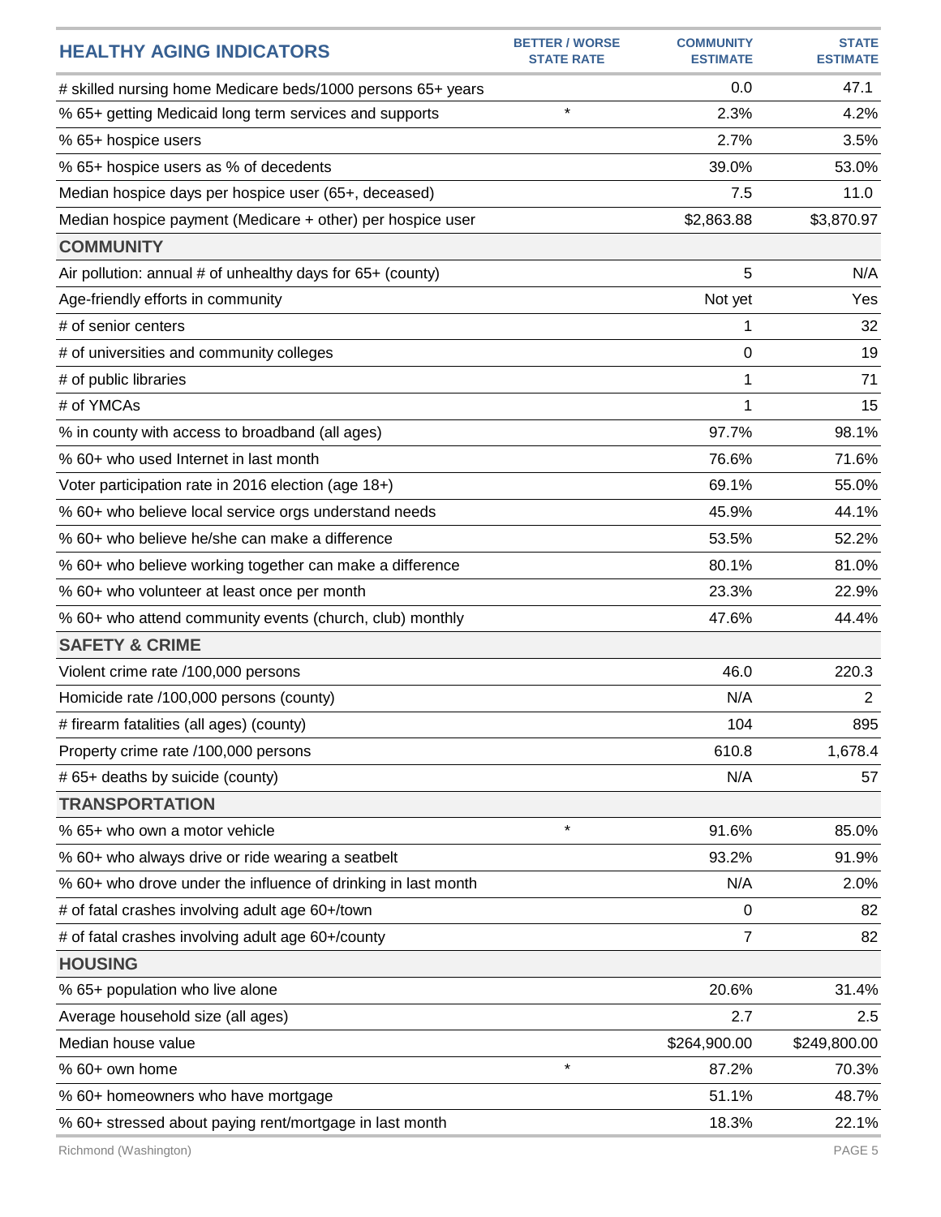| HEALTHY AGING INDICATORS | BETTER / WORSE STATE RATE | COMMUNITY ESTIMATE | STATE ESTIMATE |
|---|---|---|---|
| # skilled nursing home Medicare beds/1000 persons 65+ years | | 0.0 | 47.1 |
| % 65+ getting Medicaid long term services and supports | * | 2.3% | 4.2% |
| % 65+ hospice users | | 2.7% | 3.5% |
| % 65+ hospice users as % of decedents | | 39.0% | 53.0% |
| Median hospice days per hospice user (65+, deceased) | | 7.5 | 11.0 |
| Median hospice payment (Medicare + other) per hospice user | | $2,863.88 | $3,870.97 |
| **COMMUNITY** | | | |
| Air pollution: annual # of unhealthy days for 65+ (county) | | 5 | N/A |
| Age-friendly efforts in community | | Not yet | Yes |
| # of senior centers | | 1 | 32 |
| # of universities and community colleges | | 0 | 19 |
| # of public libraries | | 1 | 71 |
| # of YMCAs | | 1 | 15 |
| % in county with access to broadband (all ages) | | 97.7% | 98.1% |
| % 60+ who used Internet in last month | | 76.6% | 71.6% |
| Voter participation rate in 2016 election (age 18+) | | 69.1% | 55.0% |
| % 60+ who believe local service orgs understand needs | | 45.9% | 44.1% |
| % 60+ who believe he/she can make a difference | | 53.5% | 52.2% |
| % 60+ who believe working together can make a difference | | 80.1% | 81.0% |
| % 60+ who volunteer at least once per month | | 23.3% | 22.9% |
| % 60+ who attend community events (church, club) monthly | | 47.6% | 44.4% |
| **SAFETY & CRIME** | | | |
| Violent crime rate /100,000 persons | | 46.0 | 220.3 |
| Homicide rate /100,000 persons (county) | | N/A | 2 |
| # firearm fatalities (all ages) (county) | | 104 | 895 |
| Property crime rate /100,000 persons | | 610.8 | 1,678.4 |
| # 65+ deaths by suicide (county) | | N/A | 57 |
| **TRANSPORTATION** | | | |
| % 65+ who own a motor vehicle | * | 91.6% | 85.0% |
| % 60+ who always drive or ride wearing a seatbelt | | 93.2% | 91.9% |
| % 60+ who drove under the influence of drinking in last month | | N/A | 2.0% |
| # of fatal crashes involving adult age 60+/town | | 0 | 82 |
| # of fatal crashes involving adult age 60+/county | | 7 | 82 |
| **HOUSING** | | | |
| % 65+ population who live alone | | 20.6% | 31.4% |
| Average household size (all ages) | | 2.7 | 2.5 |
| Median house value | | $264,900.00 | $249,800.00 |
| % 60+ own home | * | 87.2% | 70.3% |
| % 60+ homeowners who have mortgage | | 51.1% | 48.7% |
| % 60+ stressed about paying rent/mortgage in last month | | 18.3% | 22.1% |

Richmond (Washington)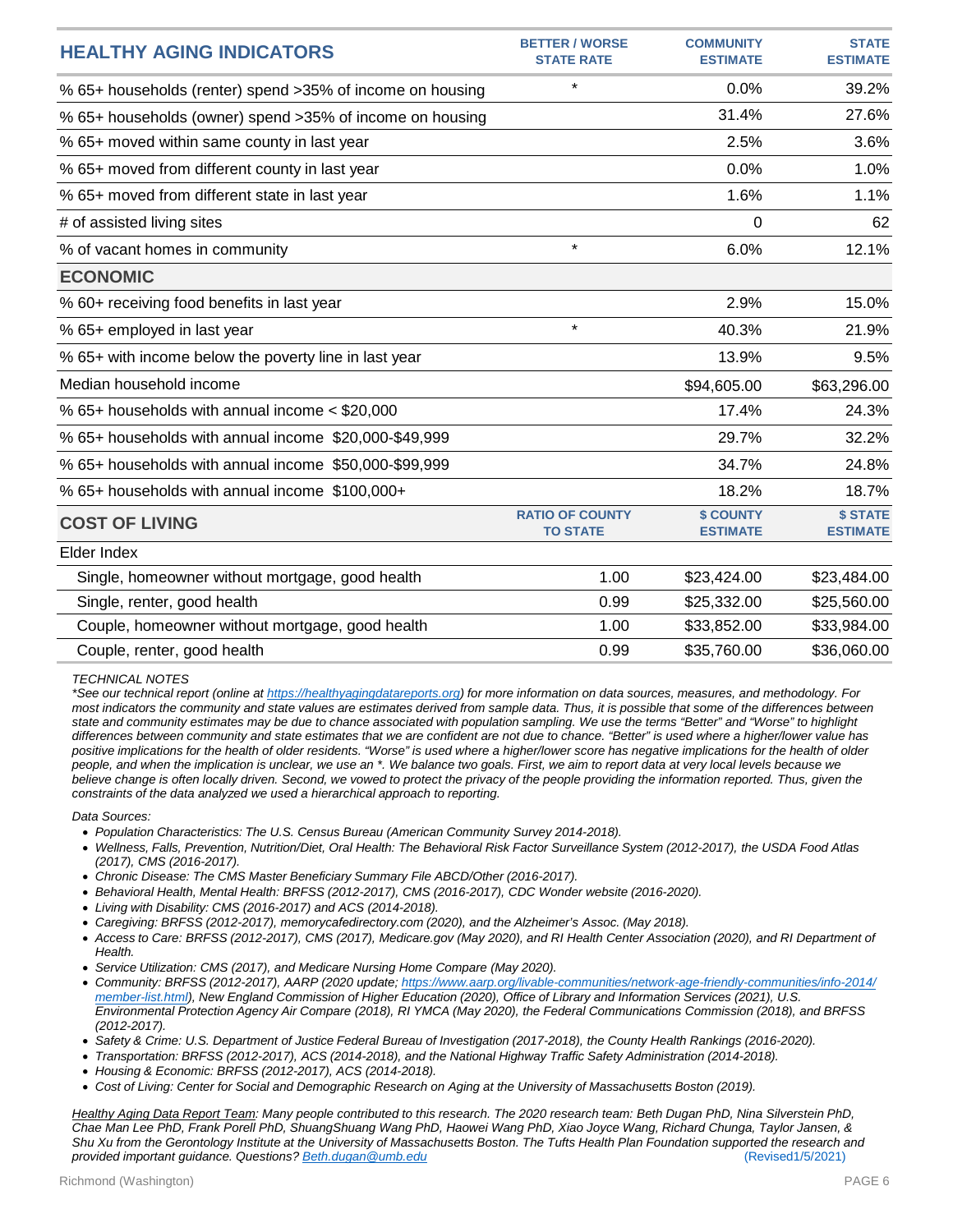| HEALTHY AGING INDICATORS | BETTER / WORSE STATE RATE | COMMUNITY ESTIMATE | STATE ESTIMATE |
|---|---|---|---|
| % 65+ households (renter) spend >35% of income on housing | * | 0.0% | 39.2% |
| % 65+ households (owner) spend >35% of income on housing | | 31.4% | 27.6% |
| % 65+ moved within same county in last year | | 2.5% | 3.6% |
| % 65+ moved from different county in last year | | 0.0% | 1.0% |
| % 65+ moved from different state in last year | | 1.6% | 1.1% |
| # of assisted living sites | | 0 | 62 |
| % of vacant homes in community | * | 6.0% | 12.1% |
| **ECONOMIC** | | | |
| % 60+ receiving food benefits in last year | | 2.9% | 15.0% |
| % 65+ employed in last year | * | 40.3% | 21.9% |
| % 65+ with income below the poverty line in last year | | 13.9% | 9.5% |
| Median household income | | $94,605.00 | $63,296.00 |
| % 65+ households with annual income < $20,000 | | 17.4% | 24.3% |
| % 65+ households with annual income $20,000-$49,999 | | 29.7% | 32.2% |
| % 65+ households with annual income $50,000-$99,999 | | 34.7% | 24.8% |
| % 65+ households with annual income $100,000+ | | 18.2% | 18.7% |

| COST OF LIVING | RATIO OF COUNTY TO STATE | $ COUNTY ESTIMATE | $ STATE ESTIMATE |
|---|---|---|---|
| Elder Index | | | |
| Single, homeowner without mortgage, good health | 1.00 | $23,424.00 | $23,484.00 |
| Single, renter, good health | 0.99 | $25,332.00 | $25,560.00 |
| Couple, homeowner without mortgage, good health | 1.00 | $33,852.00 | $33,984.00 |
| Couple, renter, good health | 0.99 | $35,760.00 | $36,060.00 |

*TECHNICAL NOTES*

*\*See our technical report (online at https://healthyagingdatareports.org) for more information on data sources, measures, and methodology. For most indicators the community and state values are estimates derived from sample data. Thus, it is possible that some of the differences between state and community estimates may be due to chance associated with population sampling. We use the terms "Better" and "Worse" to highlight differences between community and state estimates that we are confident are not due to chance. "Better" is used where a higher/lower value has positive implications for the health of older residents. "Worse" is used where a higher/lower score has negative implications for the health of older people, and when the implication is unclear, we use an \*. We balance two goals. First, we aim to report data at very local levels because we believe change is often locally driven. Second, we vowed to protect the privacy of the people providing the information reported. Thus, given the constraints of the data analyzed we used a hierarchical approach to reporting.*

*Data Sources:*

- *Population Characteristics: The U.S. Census Bureau (American Community Survey 2014-2018).*
- *Wellness, Falls, Prevention, Nutrition/Diet, Oral Health: The Behavioral Risk Factor Surveillance System (2012-2017), the USDA Food Atlas (2017), CMS (2016-2017).*
- *Chronic Disease: The CMS Master Beneficiary Summary File ABCD/Other (2016-2017).*
- *Behavioral Health, Mental Health: BRFSS (2012-2017), CMS (2016-2017), CDC Wonder website (2016-2020).*
- *Living with Disability: CMS (2016-2017) and ACS (2014-2018).*
- *Caregiving: BRFSS (2012-2017), memorycafedirectory.com (2020), and the Alzheimer's Assoc. (May 2018).*
- *Access to Care: BRFSS (2012-2017), CMS (2017), Medicare.gov (May 2020), and RI Health Center Association (2020), and RI Department of Health.*
- *Service Utilization: CMS (2017), and Medicare Nursing Home Compare (May 2020).*
- *Community: BRFSS (2012-2017), AARP (2020 update; https://www.aarp.org/livable-communities/network-age-friendly-communities/info-2014/member-list.html), New England Commission of Higher Education (2020), Office of Library and Information Services (2021), U.S. Environmental Protection Agency Air Compare (2018), RI YMCA (May 2020), the Federal Communications Commission (2018), and BRFSS (2012-2017).*
- *Safety & Crime: U.S. Department of Justice Federal Bureau of Investigation (2017-2018), the County Health Rankings (2016-2020).*
- *Transportation: BRFSS (2012-2017), ACS (2014-2018), and the National Highway Traffic Safety Administration (2014-2018).*
- *Housing & Economic: BRFSS (2012-2017), ACS (2014-2018).*
- *Cost of Living: Center for Social and Demographic Research on Aging at the University of Massachusetts Boston (2019).*

*Healthy Aging Data Report Team: Many people contributed to this research. The 2020 research team: Beth Dugan PhD, Nina Silverstein PhD, Chae Man Lee PhD, Frank Porell PhD, ShuangShuang Wang PhD, Haowei Wang PhD, Xiao Joyce Wang, Richard Chunga, Taylor Jansen, & Shu Xu from the Gerontology Institute at the University of Massachusetts Boston. The Tufts Health Plan Foundation supported the research and provided important guidance. Questions? Beth.dugan@umb.edu* (Revised1/5/2021)